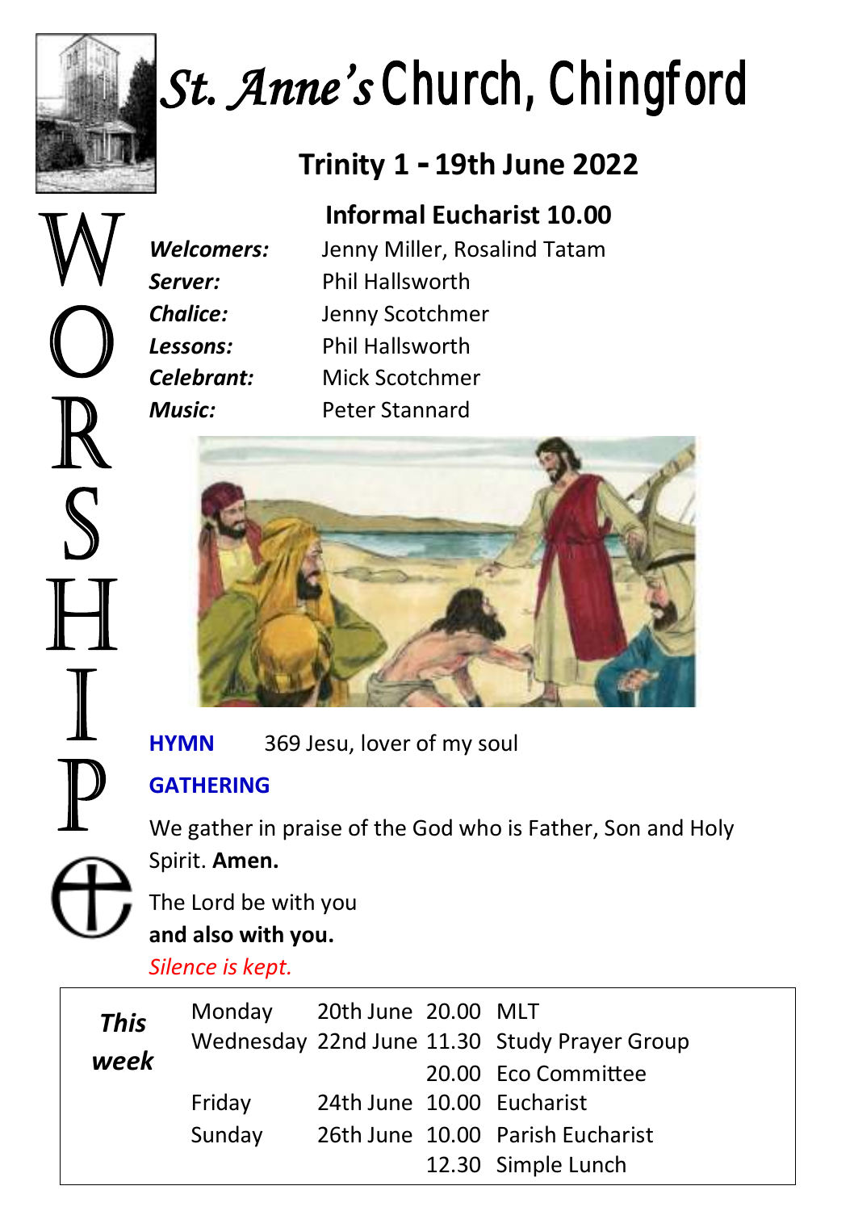# St. Anne's Church, Chingford

## Trinity 1 - 19th June 2022

WORSHIP

### Informal Eucharist 10.00

***Welcomers:*** Jenny Miller, Rosalind Tatam
***Server:*** Phil Hallsworth
***Chalice:*** Jenny Scotchmer
***Lessons:*** Phil Hallsworth
***Celebrant:*** Mick Scotchmer
***Music:*** Peter Stannard

**HYMN** 369 Jesu, lover of my soul

**GATHERING**

We gather in praise of the God who is Father, Son and Holy Spirit. **Amen.**

The Lord be with you
**and also with you.**

*Silence is kept.*

| ***This week*** | | | | |
|---|---|---|---|---|
| | Monday | 20th June | 20.00 | MLT |
| | Wednesday | 22nd June | 11.30 | Study Prayer Group |
| | | | 20.00 | Eco Committee |
| | Friday | 24th June | 10.00 | Eucharist |
| | Sunday | 26th June | 10.00 | Parish Eucharist |
| | | | 12.30 | Simple Lunch |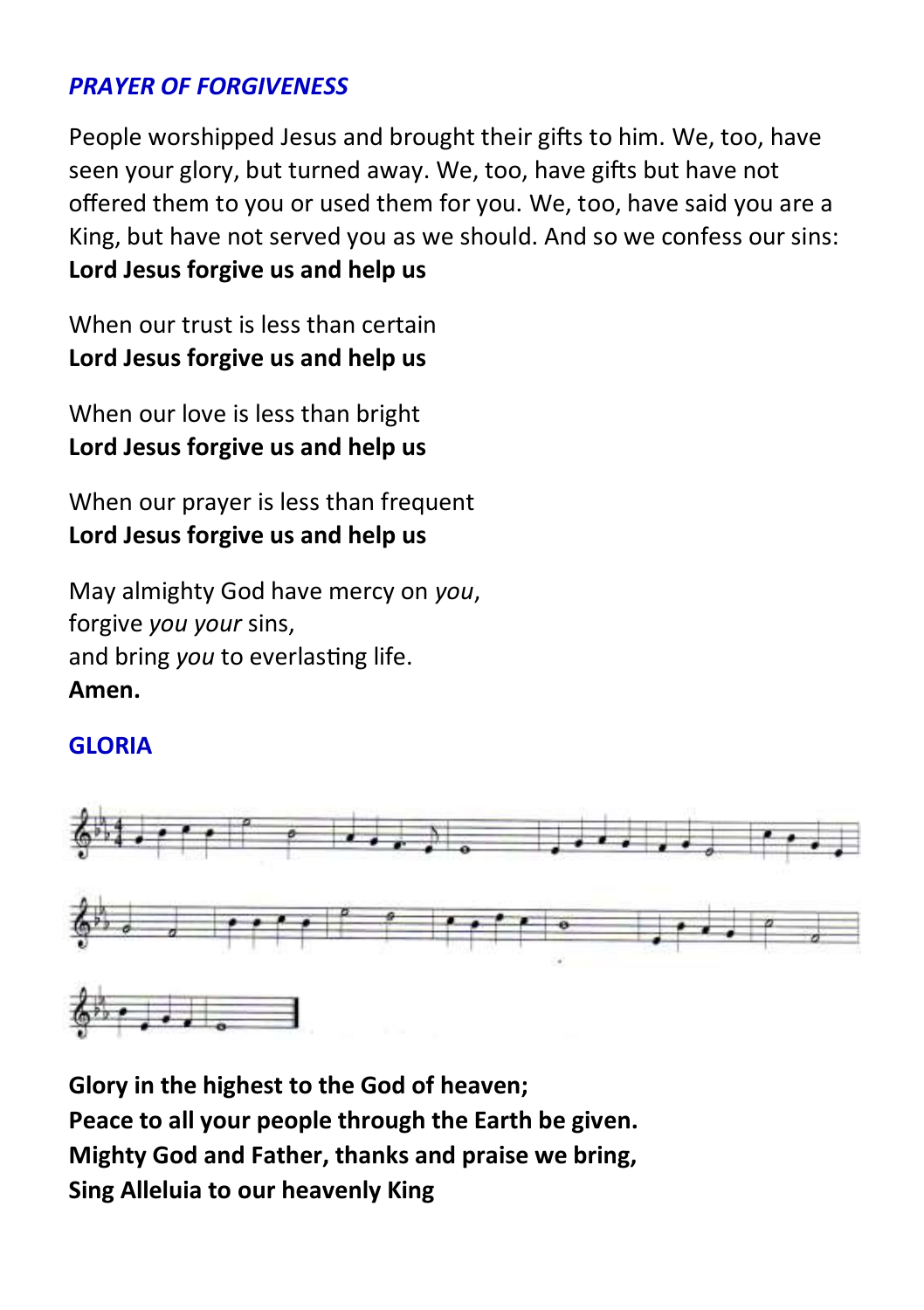## *PRAYER OF FORGIVENESS*

People worshipped Jesus and brought their gifts to him. We, too, have seen your glory, but turned away. We, too, have gifts but have not offered them to you or used them for you. We, too, have said you are a King, but have not served you as we should. And so we confess our sins:
**Lord Jesus forgive us and help us**

When our trust is less than certain
**Lord Jesus forgive us and help us**

When our love is less than bright
**Lord Jesus forgive us and help us**

When our prayer is less than frequent
**Lord Jesus forgive us and help us**

May almighty God have mercy on *you*,
forgive *you your* sins,
and bring *you* to everlasting life.
**Amen.**

## GLORIA

**Glory in the highest to the God of heaven;**
**Peace to all your people through the Earth be given.**
**Mighty God and Father, thanks and praise we bring,**
**Sing Alleluia to our heavenly King**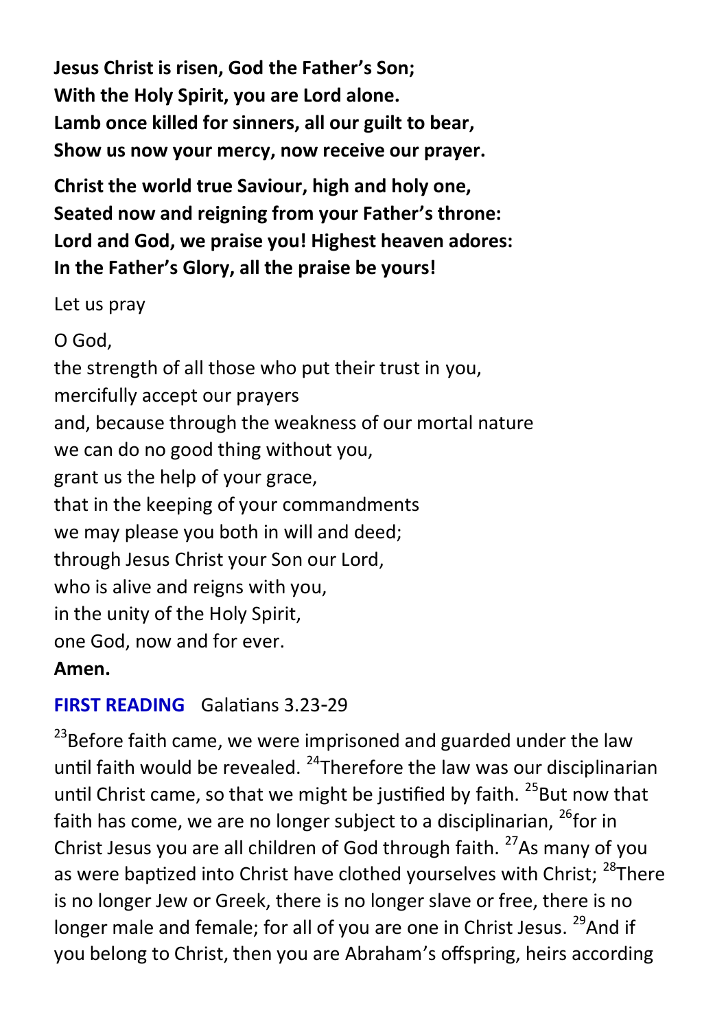**Jesus Christ is risen, God the Father's Son;**
**With the Holy Spirit, you are Lord alone.**
**Lamb once killed for sinners, all our guilt to bear,**
**Show us now your mercy, now receive our prayer.**

**Christ the world true Saviour, high and holy one,**
**Seated now and reigning from your Father's throne:**
**Lord and God, we praise you! Highest heaven adores:**
**In the Father's Glory, all the praise be yours!**

Let us pray

O God,
the strength of all those who put their trust in you,
mercifully accept our prayers
and, because through the weakness of our mortal nature
we can do no good thing without you,
grant us the help of your grace,
that in the keeping of your commandments
we may please you both in will and deed;
through Jesus Christ your Son our Lord,
who is alive and reigns with you,
in the unity of the Holy Spirit,
one God, now and for ever.
**Amen.**

**FIRST READING** Galatians 3.23-29

[23]Before faith came, we were imprisoned and guarded under the law until faith would be revealed. [24]Therefore the law was our disciplinarian until Christ came, so that we might be justified by faith. [25]But now that faith has come, we are no longer subject to a disciplinarian, [26]for in Christ Jesus you are all children of God through faith. [27]As many of you as were baptized into Christ have clothed yourselves with Christ; [28]There is no longer Jew or Greek, there is no longer slave or free, there is no longer male and female; for all of you are one in Christ Jesus. [29]And if you belong to Christ, then you are Abraham's offspring, heirs according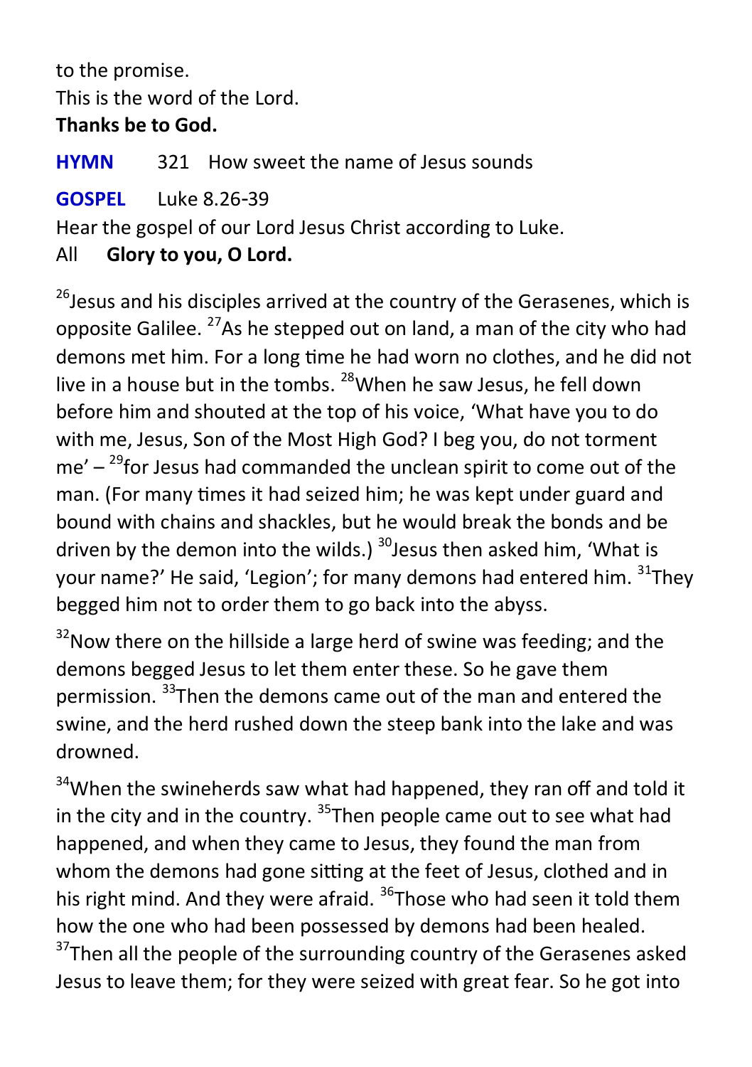to the promise.
This is the word of the Lord.
**Thanks be to God.**

**HYMN** 321 How sweet the name of Jesus sounds

**GOSPEL** Luke 8.26-39

Hear the gospel of our Lord Jesus Christ according to Luke.
All **Glory to you, O Lord.**

[26]Jesus and his disciples arrived at the country of the Gerasenes, which is opposite Galilee. [27]As he stepped out on land, a man of the city who had demons met him. For a long time he had worn no clothes, and he did not live in a house but in the tombs. [28]When he saw Jesus, he fell down before him and shouted at the top of his voice, 'What have you to do with me, Jesus, Son of the Most High God? I beg you, do not torment me' – [29]for Jesus had commanded the unclean spirit to come out of the man. (For many times it had seized him; he was kept under guard and bound with chains and shackles, but he would break the bonds and be driven by the demon into the wilds.) [30]Jesus then asked him, 'What is your name?' He said, 'Legion'; for many demons had entered him. [31]They begged him not to order them to go back into the abyss.

[32]Now there on the hillside a large herd of swine was feeding; and the demons begged Jesus to let them enter these. So he gave them permission. [33]Then the demons came out of the man and entered the swine, and the herd rushed down the steep bank into the lake and was drowned.

[34]When the swineherds saw what had happened, they ran off and told it in the city and in the country. [35]Then people came out to see what had happened, and when they came to Jesus, they found the man from whom the demons had gone sitting at the feet of Jesus, clothed and in his right mind. And they were afraid. [36]Those who had seen it told them how the one who had been possessed by demons had been healed. [37]Then all the people of the surrounding country of the Gerasenes asked Jesus to leave them; for they were seized with great fear. So he got into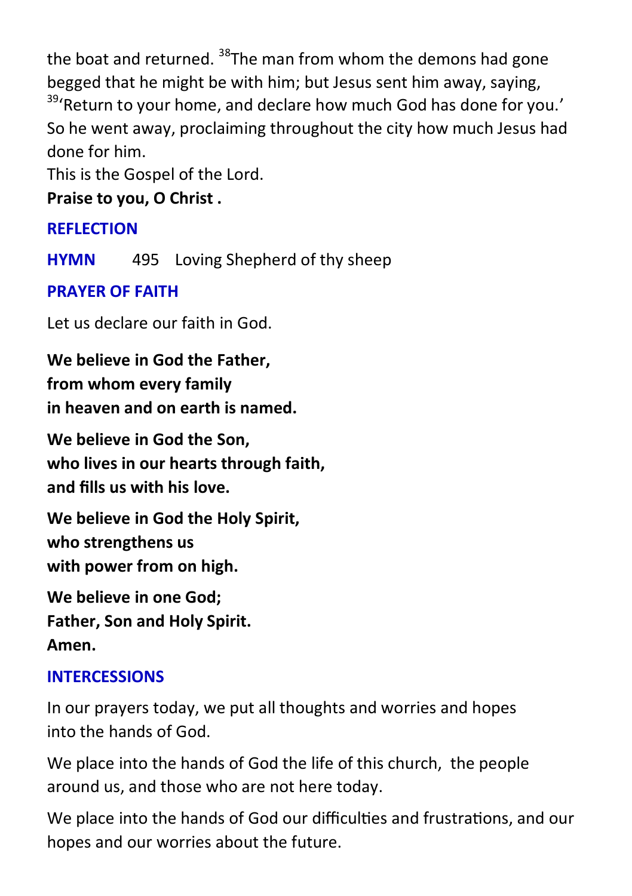the boat and returned. [38]The man from whom the demons had gone begged that he might be with him; but Jesus sent him away, saying, [39]'Return to your home, and declare how much God has done for you.' So he went away, proclaiming throughout the city how much Jesus had done for him.
This is the Gospel of the Lord.
**Praise to you, O Christ .**

### REFLECTION

### HYMN 495 Loving Shepherd of thy sheep

### PRAYER OF FAITH

Let us declare our faith in God.

**We believe in God the Father,**
**from whom every family**
**in heaven and on earth is named.**

**We believe in God the Son,**
**who lives in our hearts through faith,**
**and fills us with his love.**

**We believe in God the Holy Spirit,**
**who strengthens us**
**with power from on high.**

**We believe in one God;**
**Father, Son and Holy Spirit.**
**Amen.**

### INTERCESSIONS

In our prayers today, we put all thoughts and worries and hopes into the hands of God.

We place into the hands of God the life of this church, the people around us, and those who are not here today.

We place into the hands of God our difficulties and frustrations, and our hopes and our worries about the future.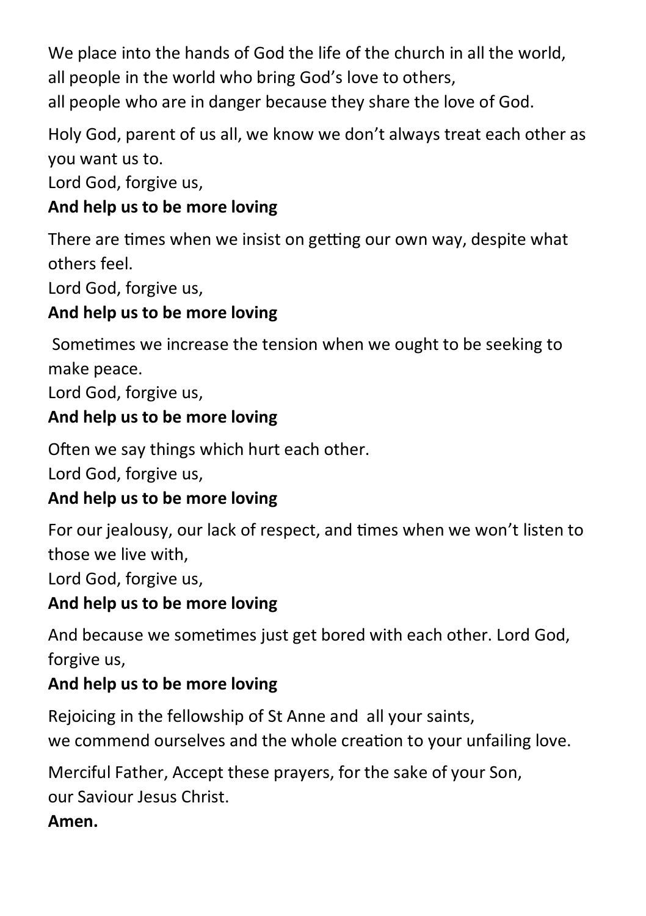We place into the hands of God the life of the church in all the world,
all people in the world who bring God's love to others,
all people who are in danger because they share the love of God.

Holy God, parent of us all, we know we don't always treat each other as you want us to.
Lord God, forgive us,
**And help us to be more loving**

There are times when we insist on getting our own way, despite what others feel.
Lord God, forgive us,
**And help us to be more loving**

Sometimes we increase the tension when we ought to be seeking to make peace.
Lord God, forgive us,
**And help us to be more loving**

Often we say things which hurt each other.
Lord God, forgive us,
**And help us to be more loving**

For our jealousy, our lack of respect, and times when we won't listen to those we live with,
Lord God, forgive us,
**And help us to be more loving**

And because we sometimes just get bored with each other. Lord God, forgive us,
**And help us to be more loving**

Rejoicing in the fellowship of St Anne and all your saints,
we commend ourselves and the whole creation to your unfailing love.

Merciful Father, Accept these prayers, for the sake of your Son,
our Saviour Jesus Christ.
**Amen.**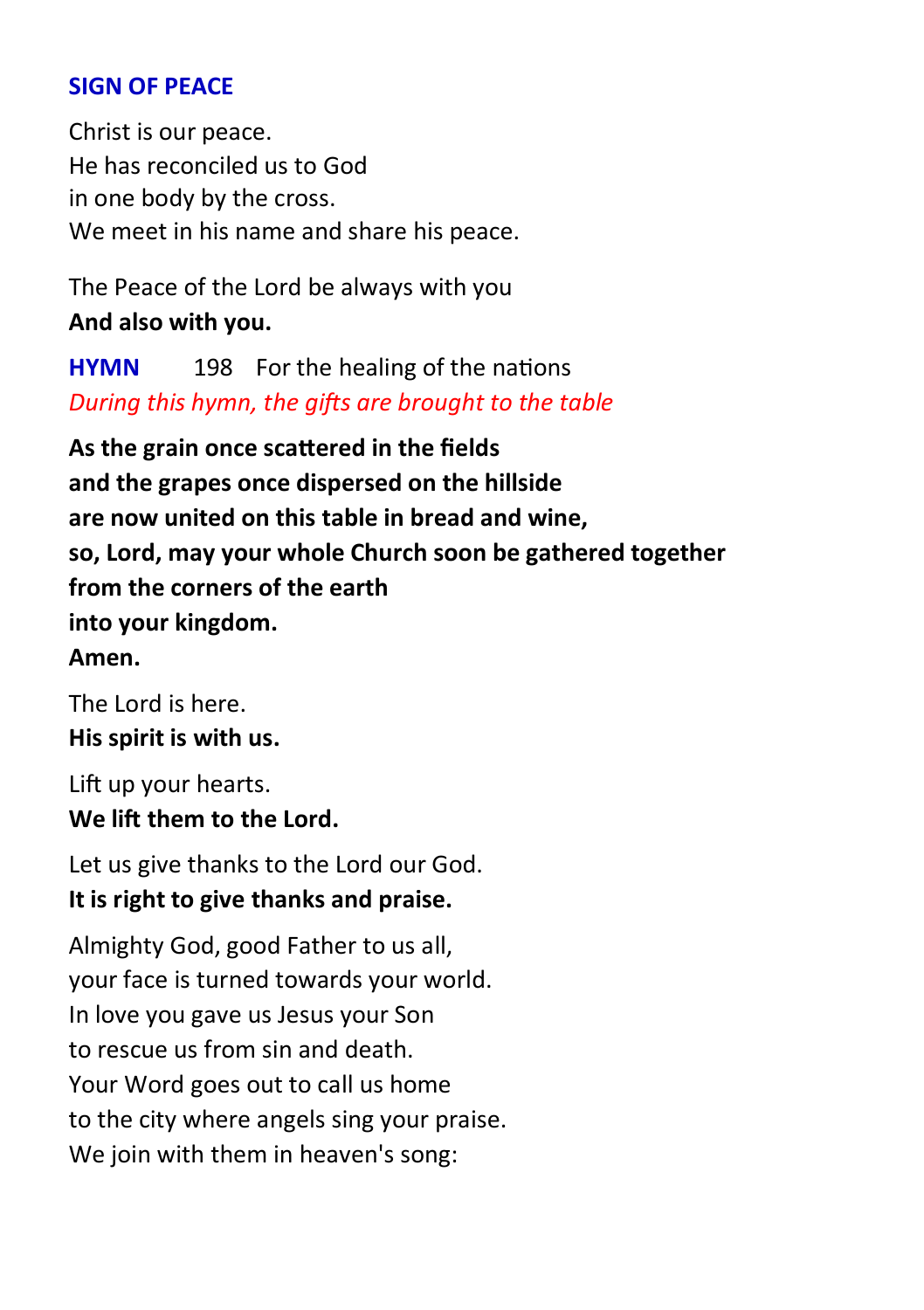## SIGN OF PEACE

Christ is our peace.
He has reconciled us to God
in one body by the cross.
We meet in his name and share his peace.

The Peace of the Lord be always with you
**And also with you.**

**HYMN** 198 For the healing of the nations
*During this hymn, the gifts are brought to the table*

**As the grain once scattered in the fields**
**and the grapes once dispersed on the hillside**
**are now united on this table in bread and wine,**
**so, Lord, may your whole Church soon be gathered together**
**from the corners of the earth**
**into your kingdom.**
**Amen.**

The Lord is here.
**His spirit is with us.**

Lift up your hearts.
**We lift them to the Lord.**

Let us give thanks to the Lord our God.
**It is right to give thanks and praise.**

Almighty God, good Father to us all,
your face is turned towards your world.
In love you gave us Jesus your Son
to rescue us from sin and death.
Your Word goes out to call us home
to the city where angels sing your praise.
We join with them in heaven's song: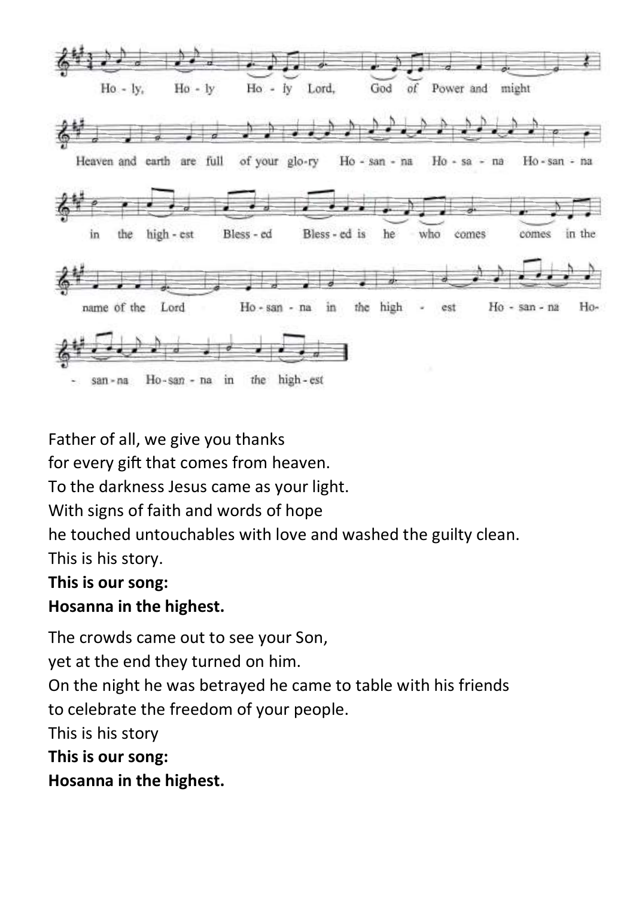Ho - ly, Ho - ly Ho - ly Lord, God of Power and might

Heaven and earth are full of your glo-ry Ho - san - na Ho - sa - na Ho - san - na

in the high - est Bless - ed Bless - ed is he who comes comes in the

name of the Lord Ho - san - na in the high - est Ho - san - na Ho-

- san - na Ho-san - na in the high - est

Father of all, we give you thanks
for every gift that comes from heaven.
To the darkness Jesus came as your light.
With signs of faith and words of hope
he touched untouchables with love and washed the guilty clean.
This is his story.
**This is our song:**
**Hosanna in the highest.**

The crowds came out to see your Son,
yet at the end they turned on him.
On the night he was betrayed he came to table with his friends
to celebrate the freedom of your people.
This is his story
**This is our song:**
**Hosanna in the highest.**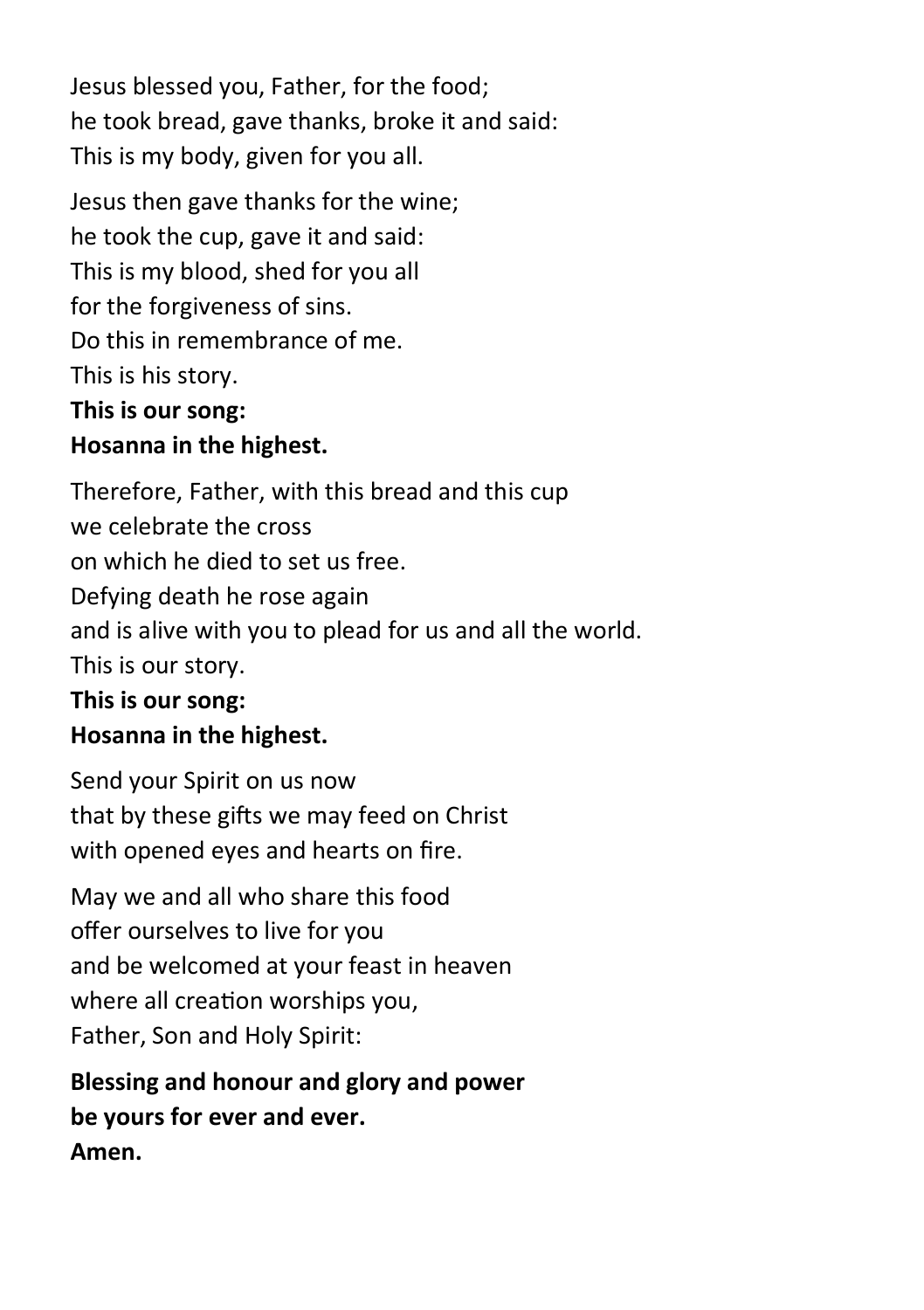Jesus blessed you, Father, for the food;
he took bread, gave thanks, broke it and said:
This is my body, given for you all.

Jesus then gave thanks for the wine;
he took the cup, gave it and said:
This is my blood, shed for you all
for the forgiveness of sins.
Do this in remembrance of me.
This is his story.
**This is our song:**
**Hosanna in the highest.**

Therefore, Father, with this bread and this cup
we celebrate the cross
on which he died to set us free.
Defying death he rose again
and is alive with you to plead for us and all the world.
This is our story.
**This is our song:**
**Hosanna in the highest.**

Send your Spirit on us now
that by these gifts we may feed on Christ
with opened eyes and hearts on fire.

May we and all who share this food
offer ourselves to live for you
and be welcomed at your feast in heaven
where all creation worships you,
Father, Son and Holy Spirit:

**Blessing and honour and glory and power**
**be yours for ever and ever.**
**Amen.**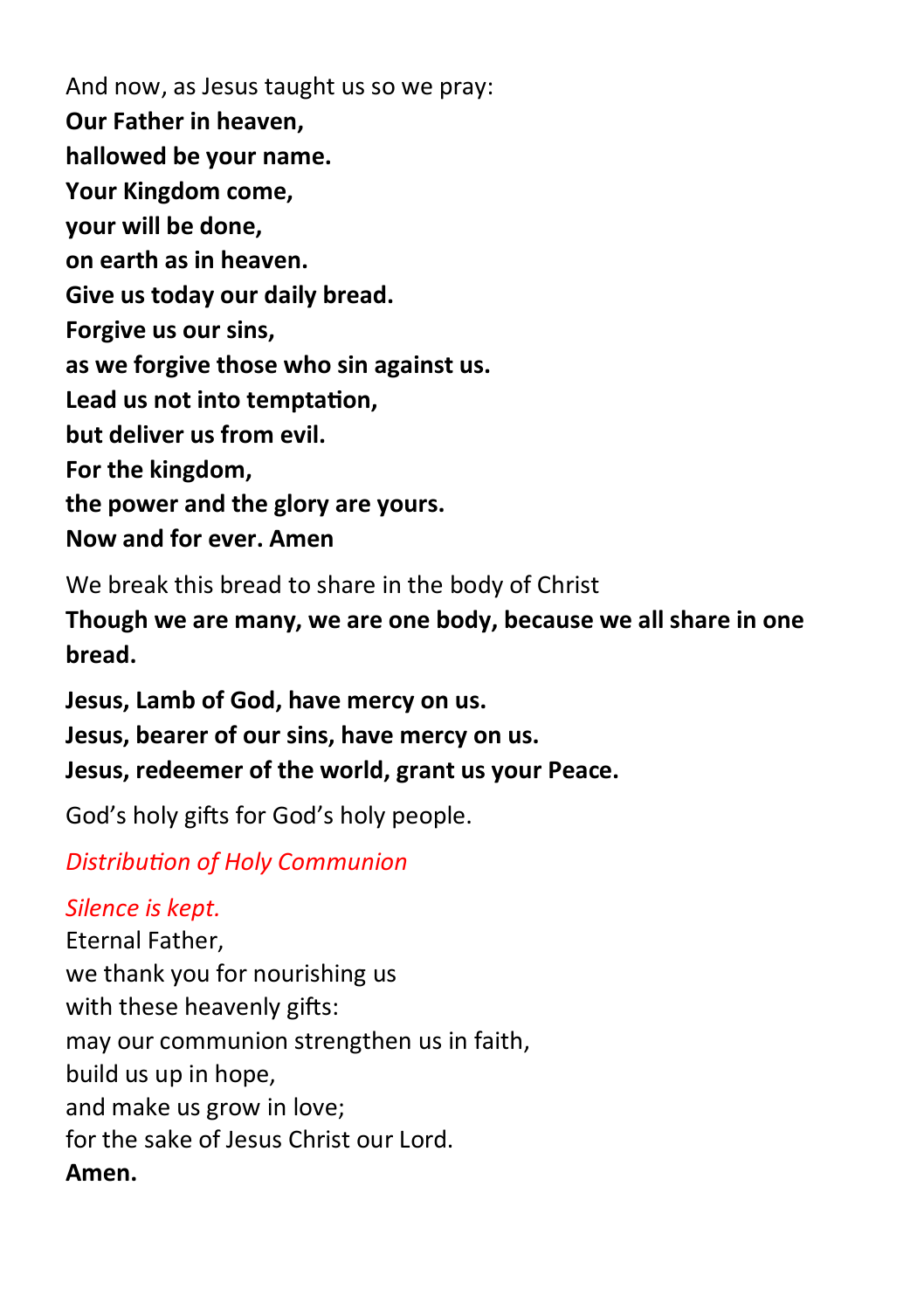And now, as Jesus taught us so we pray:
**Our Father in heaven,**
**hallowed be your name.**
**Your Kingdom come,**
**your will be done,**
**on earth as in heaven.**
**Give us today our daily bread.**
**Forgive us our sins,**
**as we forgive those who sin against us.**
**Lead us not into temptation,**
**but deliver us from evil.**
**For the kingdom,**
**the power and the glory are yours.**
**Now and for ever. Amen**

We break this bread to share in the body of Christ
**Though we are many, we are one body, because we all share in one bread.**

**Jesus, Lamb of God, have mercy on us.**
**Jesus, bearer of our sins, have mercy on us.**
**Jesus, redeemer of the world, grant us your Peace.**

God's holy gifts for God's holy people.

*Distribution of Holy Communion*

*Silence is kept.*
Eternal Father,
we thank you for nourishing us
with these heavenly gifts:
may our communion strengthen us in faith,
build us up in hope,
and make us grow in love;
for the sake of Jesus Christ our Lord.
**Amen.**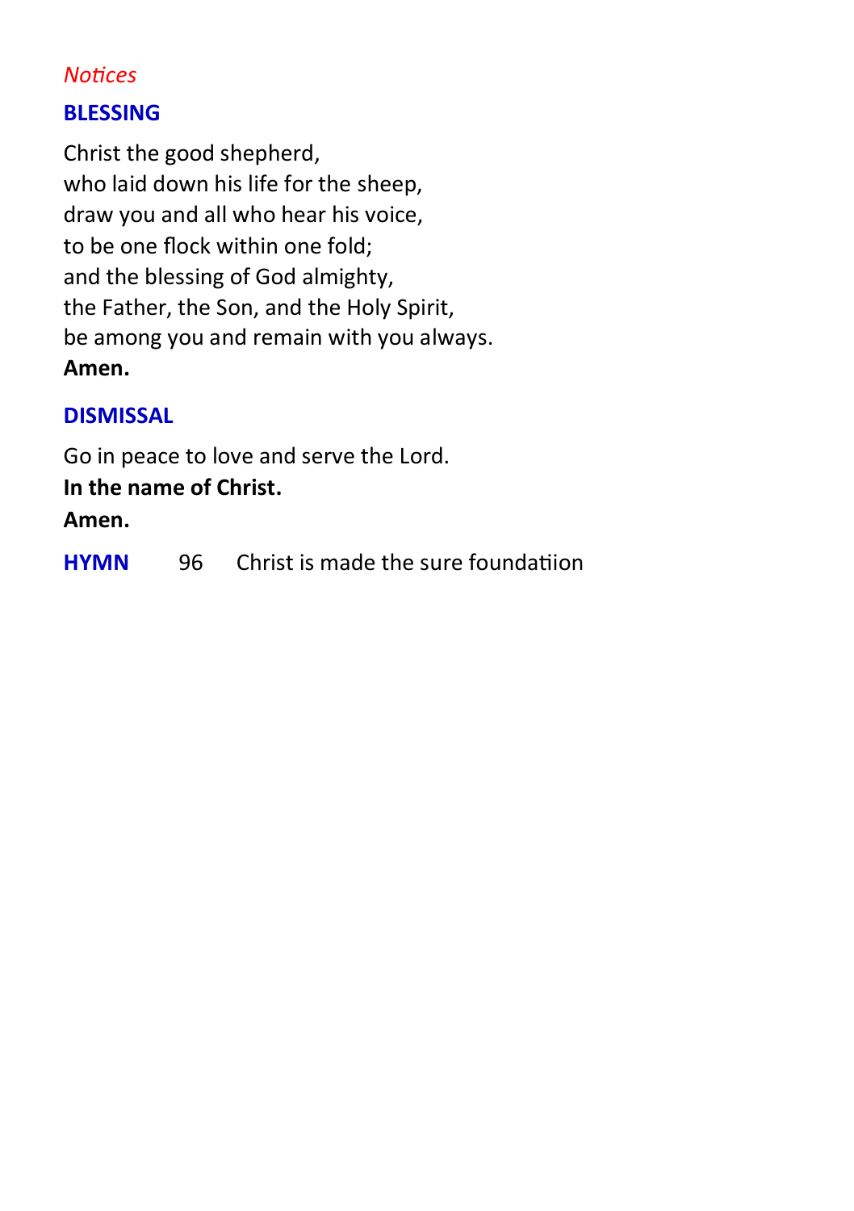*Notices*

## BLESSING

Christ the good shepherd,
who laid down his life for the sheep,
draw you and all who hear his voice,
to be one flock within one fold;
and the blessing of God almighty,
the Father, the Son, and the Holy Spirit,
be among you and remain with you always.
**Amen.**

## DISMISSAL

Go in peace to love and serve the Lord.
**In the name of Christ.**
**Amen.**

**HYMN** 96 Christ is made the sure foundatiion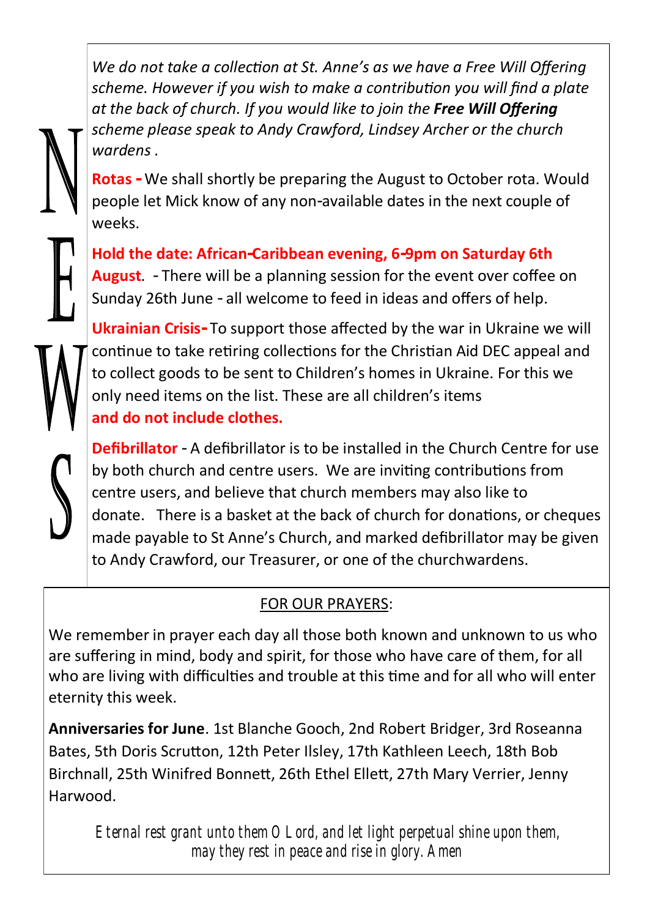# NEWS

*We do not take a collection at St. Anne's as we have a Free Will Offering scheme. However if you wish to make a contribution you will find a plate at the back of church. If you would like to join the **Free Will Offering** scheme please speak to Andy Crawford, Lindsey Archer or the church wardens .*

**Rotas -** We shall shortly be preparing the August to October rota. Would people let Mick know of any non-available dates in the next couple of weeks.

**Hold the date: African-Caribbean evening, 6-9pm on Saturday 6th August**. - There will be a planning session for the event over coffee on Sunday 26th June - all welcome to feed in ideas and offers of help.

**Ukrainian Crisis-** To support those affected by the war in Ukraine we will continue to take retiring collections for the Christian Aid DEC appeal and to collect goods to be sent to Children's homes in Ukraine. For this we only need items on the list. These are all children's items **and do not include clothes.**

**Defibrillator** - A defibrillator is to be installed in the Church Centre for use by both church and centre users. We are inviting contributions from centre users, and believe that church members may also like to donate. There is a basket at the back of church for donations, or cheques made payable to St Anne's Church, and marked defibrillator may be given to Andy Crawford, our Treasurer, or one of the churchwardens.

## FOR OUR PRAYERS:

We remember in prayer each day all those both known and unknown to us who are suffering in mind, body and spirit, for those who have care of them, for all who are living with difficulties and trouble at this time and for all who will enter eternity this week.

**Anniversaries for June**. 1st Blanche Gooch, 2nd Robert Bridger, 3rd Roseanna Bates, 5th Doris Scrutton, 12th Peter Ilsley, 17th Kathleen Leech, 18th Bob Birchnall, 25th Winifred Bonnett, 26th Ethel Ellett, 27th Mary Verrier, Jenny Harwood.

*Eternal rest grant unto them O Lord, and let light perpetual shine upon them, may they rest in peace and rise in glory. Amen*